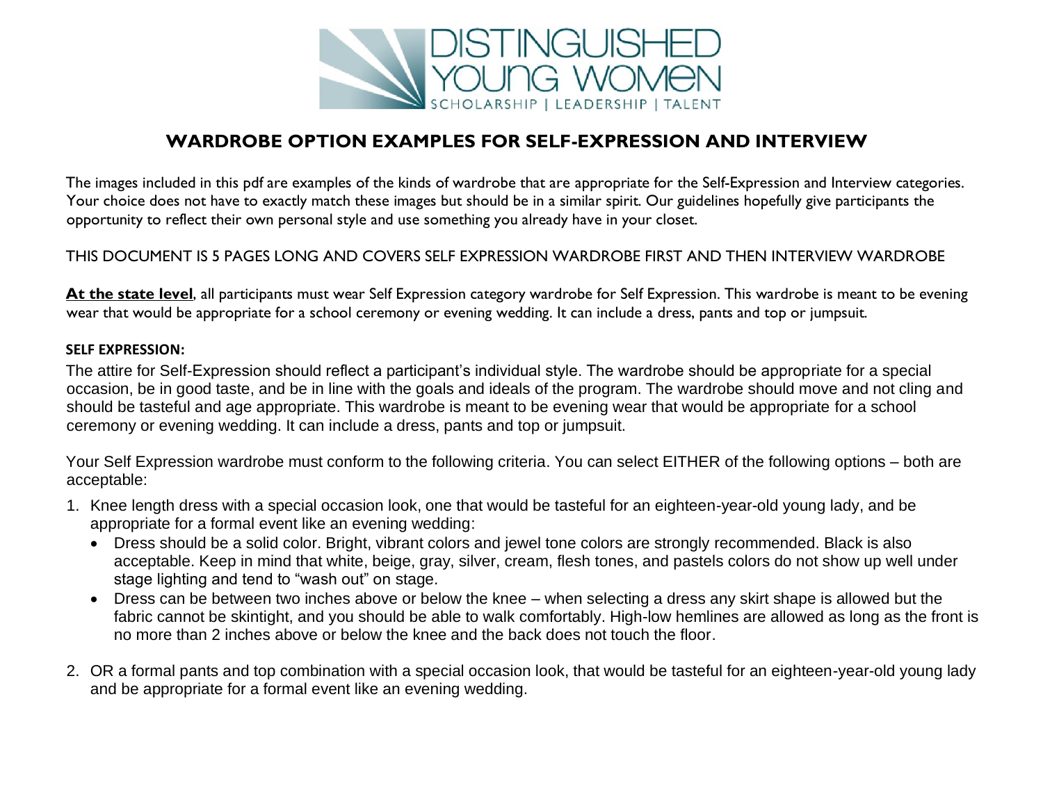DISTINGUISHED YOUNG WOMEN
SCHOLARSHIP | LEADERSHIP | TALENT

# WARDROBE OPTION EXAMPLES FOR SELF-EXPRESSION AND INTERVIEW

The images included in this pdf are examples of the kinds of wardrobe that are appropriate for the Self-Expression and Interview categories. Your choice does not have to exactly match these images but should be in a similar spirit. Our guidelines hopefully give participants the opportunity to reflect their own personal style and use something you already have in your closet.

THIS DOCUMENT IS 5 PAGES LONG AND COVERS SELF EXPRESSION WARDROBE FIRST AND THEN INTERVIEW WARDROBE

**At the state level**, all participants must wear Self Expression category wardrobe for Self Expression. This wardrobe is meant to be evening wear that would be appropriate for a school ceremony or evening wedding. It can include a dress, pants and top or jumpsuit.

### SELF EXPRESSION:

The attire for Self-Expression should reflect a participant's individual style. The wardrobe should be appropriate for a special occasion, be in good taste, and be in line with the goals and ideals of the program. The wardrobe should move and not cling and should be tasteful and age appropriate. This wardrobe is meant to be evening wear that would be appropriate for a school ceremony or evening wedding. It can include a dress, pants and top or jumpsuit.

Your Self Expression wardrobe must conform to the following criteria. You can select EITHER of the following options – both are acceptable:

1. Knee length dress with a special occasion look, one that would be tasteful for an eighteen-year-old young lady, and be appropriate for a formal event like an evening wedding:
   - Dress should be a solid color. Bright, vibrant colors and jewel tone colors are strongly recommended. Black is also acceptable. Keep in mind that white, beige, gray, silver, cream, flesh tones, and pastels colors do not show up well under stage lighting and tend to "wash out" on stage.
   - Dress can be between two inches above or below the knee – when selecting a dress any skirt shape is allowed but the fabric cannot be skintight, and you should be able to walk comfortably. High-low hemlines are allowed as long as the front is no more than 2 inches above or below the knee and the back does not touch the floor.

2. OR a formal pants and top combination with a special occasion look, that would be tasteful for an eighteen-year-old young lady and be appropriate for a formal event like an evening wedding.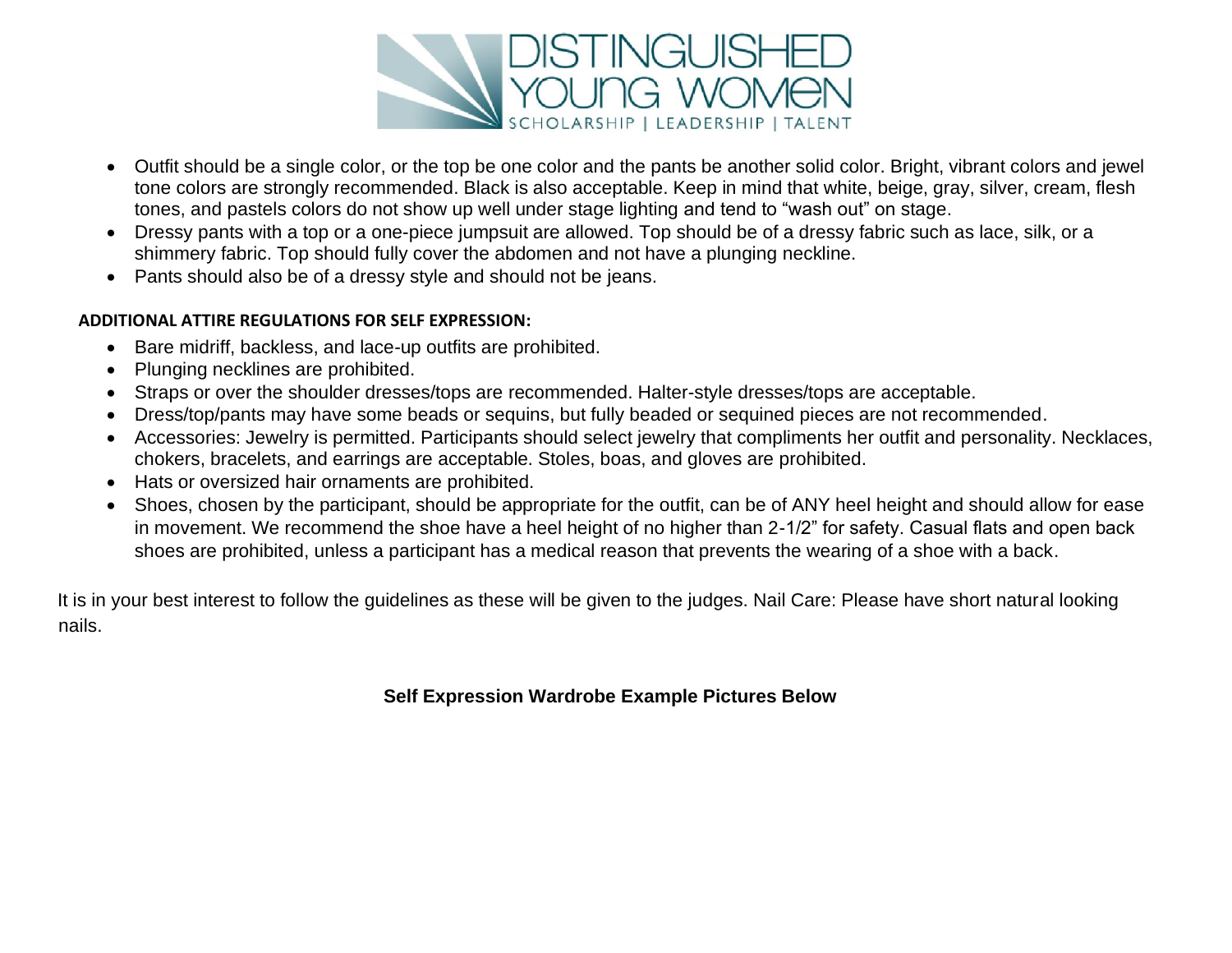- Outfit should be a single color, or the top be one color and the pants be another solid color. Bright, vibrant colors and jewel tone colors are strongly recommended. Black is also acceptable. Keep in mind that white, beige, gray, silver, cream, flesh tones, and pastels colors do not show up well under stage lighting and tend to "wash out" on stage.
- Dressy pants with a top or a one-piece jumpsuit are allowed. Top should be of a dressy fabric such as lace, silk, or a shimmery fabric. Top should fully cover the abdomen and not have a plunging neckline.
- Pants should also be of a dressy style and should not be jeans.

**ADDITIONAL ATTIRE REGULATIONS FOR SELF EXPRESSION:**

- Bare midriff, backless, and lace-up outfits are prohibited.
- Plunging necklines are prohibited.
- Straps or over the shoulder dresses/tops are recommended. Halter-style dresses/tops are acceptable.
- Dress/top/pants may have some beads or sequins, but fully beaded or sequined pieces are not recommended.
- Accessories: Jewelry is permitted. Participants should select jewelry that compliments her outfit and personality. Necklaces, chokers, bracelets, and earrings are acceptable. Stoles, boas, and gloves are prohibited.
- Hats or oversized hair ornaments are prohibited.
- Shoes, chosen by the participant, should be appropriate for the outfit, can be of ANY heel height and should allow for ease in movement. We recommend the shoe have a heel height of no higher than 2-1/2" for safety. Casual flats and open back shoes are prohibited, unless a participant has a medical reason that prevents the wearing of a shoe with a back.

It is in your best interest to follow the guidelines as these will be given to the judges. Nail Care: Please have short natural looking nails.

**Self Expression Wardrobe Example Pictures Below**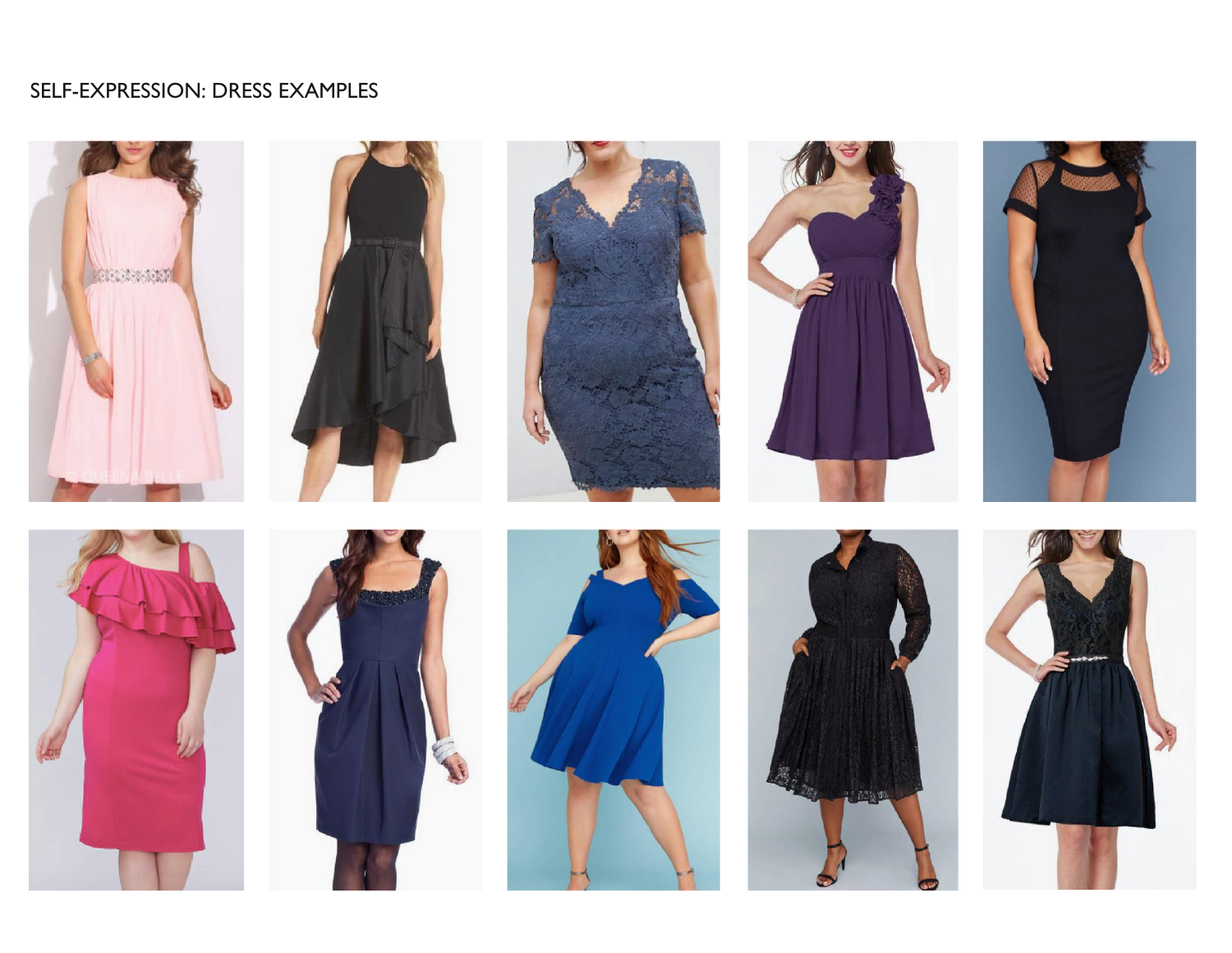SELF-EXPRESSION: DRESS EXAMPLES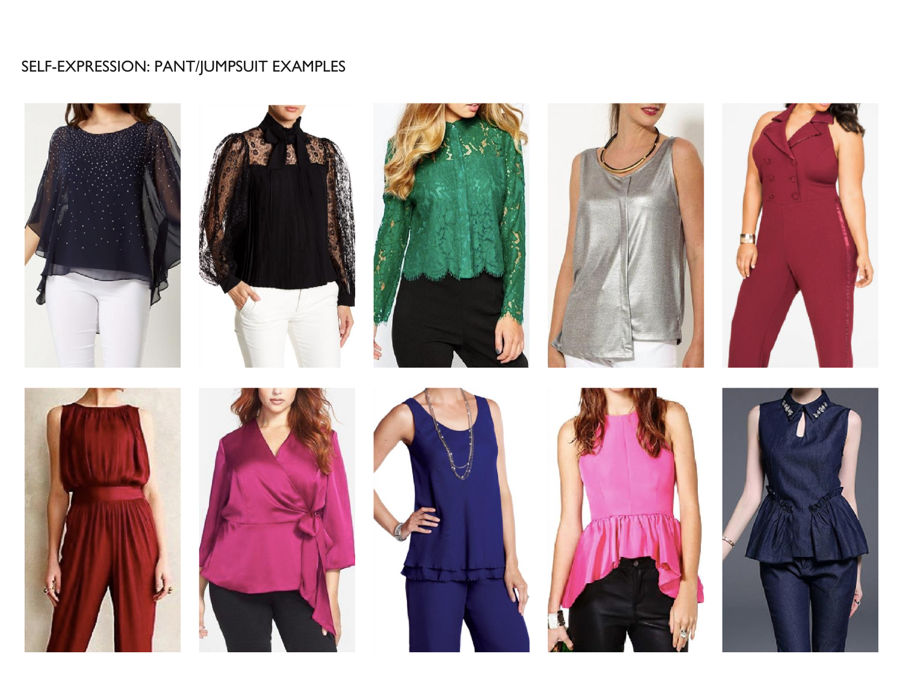SELF-EXPRESSION: PANT/JUMPSUIT EXAMPLES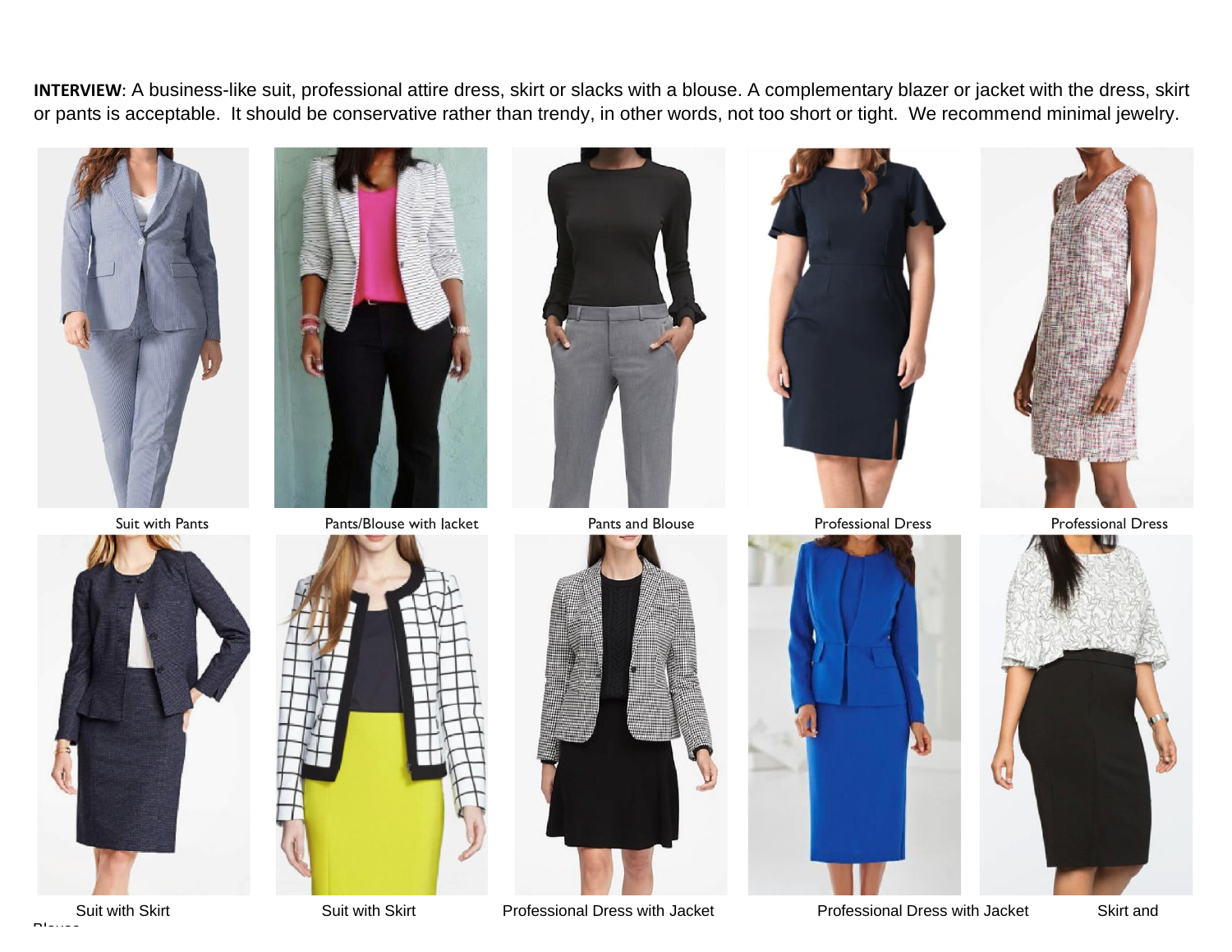**INTERVIEW**: A business-like suit, professional attire dress, skirt or slacks with a blouse. A complementary blazer or jacket with the dress, skirt or pants is acceptable. It should be conservative rather than trendy, in other words, not too short or tight. We recommend minimal jewelry.

Suit with Pants

Pants/Blouse with Jacket

Pants and Blouse

Professional Dress

Professional Dress

Suit with Skirt

Suit with Skirt

Professional Dress with Jacket

Professional Dress with Jacket

Skirt and Blouse